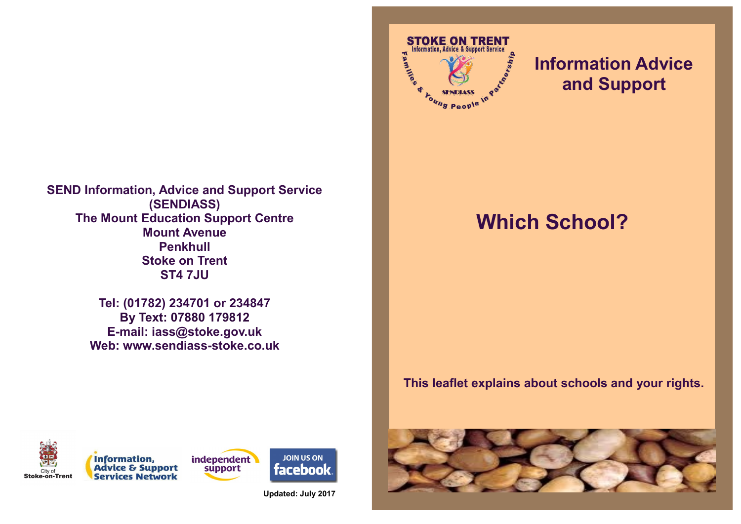# Information Advice and Support

# Which School?

**This leaflet explains about schools and your rights.**

**SEND Information, Advice and Support Service (SENDIASS)**
**The Mount Education Support Centre**
**Mount Avenue**
**Penkhull**
**Stoke on Trent**
**ST4 7JU**

**Tel: (01782) 234701 or 234847**
**By Text: 07880 179812**
**E-mail: iass@stoke.gov.uk**
**Web: www.sendiass-stoke.co.uk**

**Updated: July 2017**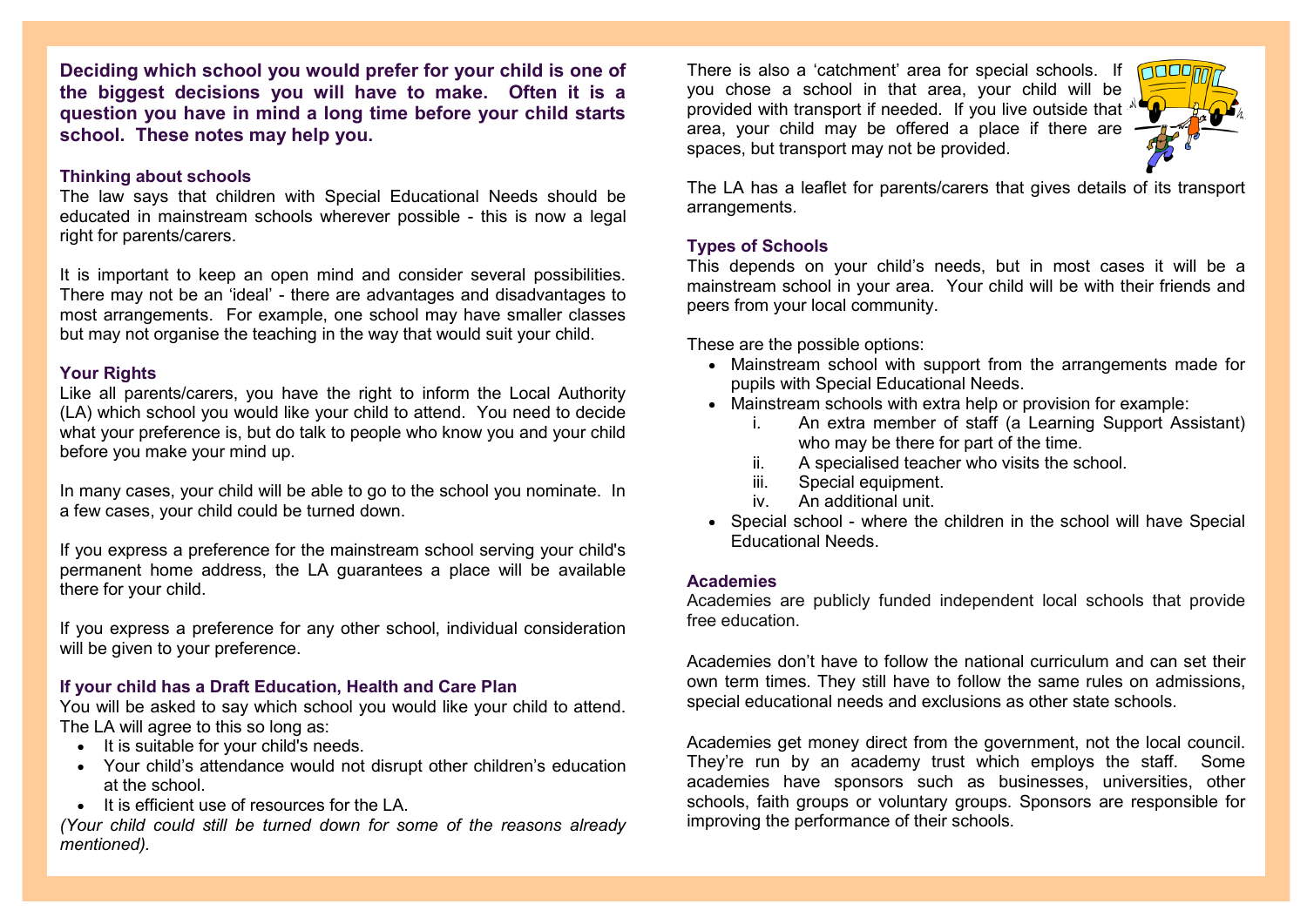**Deciding which school you would prefer for your child is one of the biggest decisions you will have to make. Often it is a question you have in mind a long time before your child starts school. These notes may help you.**

### Thinking about schools

The law says that children with Special Educational Needs should be educated in mainstream schools wherever possible - this is now a legal right for parents/carers.

It is important to keep an open mind and consider several possibilities. There may not be an 'ideal' - there are advantages and disadvantages to most arrangements. For example, one school may have smaller classes but may not organise the teaching in the way that would suit your child.

### Your Rights

Like all parents/carers, you have the right to inform the Local Authority (LA) which school you would like your child to attend. You need to decide what your preference is, but do talk to people who know you and your child before you make your mind up.

In many cases, your child will be able to go to the school you nominate. In a few cases, your child could be turned down.

If you express a preference for the mainstream school serving your child's permanent home address, the LA guarantees a place will be available there for your child.

If you express a preference for any other school, individual consideration will be given to your preference.

### If your child has a Draft Education, Health and Care Plan

You will be asked to say which school you would like your child to attend. The LA will agree to this so long as:

- It is suitable for your child's needs.
- Your child's attendance would not disrupt other children's education at the school.
- It is efficient use of resources for the LA.

*(Your child could still be turned down for some of the reasons already mentioned).*

There is also a 'catchment' area for special schools. If you chose a school in that area, your child will be provided with transport if needed. If you live outside that area, your child may be offered a place if there are spaces, but transport may not be provided.

The LA has a leaflet for parents/carers that gives details of its transport arrangements.

### Types of Schools

This depends on your child's needs, but in most cases it will be a mainstream school in your area. Your child will be with their friends and peers from your local community.

These are the possible options:

- Mainstream school with support from the arrangements made for pupils with Special Educational Needs.
- Mainstream schools with extra help or provision for example:
  1. An extra member of staff (a Learning Support Assistant) who may be there for part of the time.
  2. A specialised teacher who visits the school.
  3. Special equipment.
  4. An additional unit.
- Special school - where the children in the school will have Special Educational Needs.

### Academies

Academies are publicly funded independent local schools that provide free education.

Academies don't have to follow the national curriculum and can set their own term times. They still have to follow the same rules on admissions, special educational needs and exclusions as other state schools.

Academies get money direct from the government, not the local council. They're run by an academy trust which employs the staff. Some academies have sponsors such as businesses, universities, other schools, faith groups or voluntary groups. Sponsors are responsible for improving the performance of their schools.